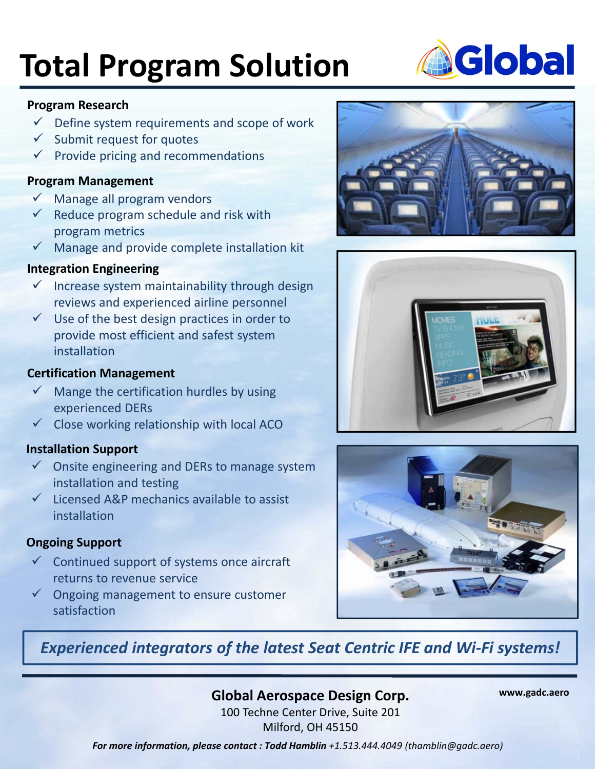# Total Program Solution

Global

**Program Research**

- ✓ Define system requirements and scope of work
- ✓ Submit request for quotes
- ✓ Provide pricing and recommendations

**Program Management**

- ✓ Manage all program vendors
- ✓ Reduce program schedule and risk with program metrics
- ✓ Manage and provide complete installation kit

**Integration Engineering**

- ✓ Increase system maintainability through design reviews and experienced airline personnel
- ✓ Use of the best design practices in order to provide most efficient and safest system installation

**Certification Management**

- ✓ Mange the certification hurdles by using experienced DERs
- ✓ Close working relationship with local ACO

**Installation Support**

- ✓ Onsite engineering and DERs to manage system installation and testing
- ✓ Licensed A&P mechanics available to assist installation

**Ongoing Support**

- ✓ Continued support of systems once aircraft returns to revenue service
- ✓ Ongoing management to ensure customer satisfaction

***Experienced integrators of the latest Seat Centric IFE and Wi-Fi systems!***

**Global Aerospace Design Corp.**

100 Techne Center Drive, Suite 201
Milford, OH 45150

**www.gadc.aero**

***For more information, please contact : Todd Hamblin*** *+1.513.444.4049 (thamblin@gadc.aero)*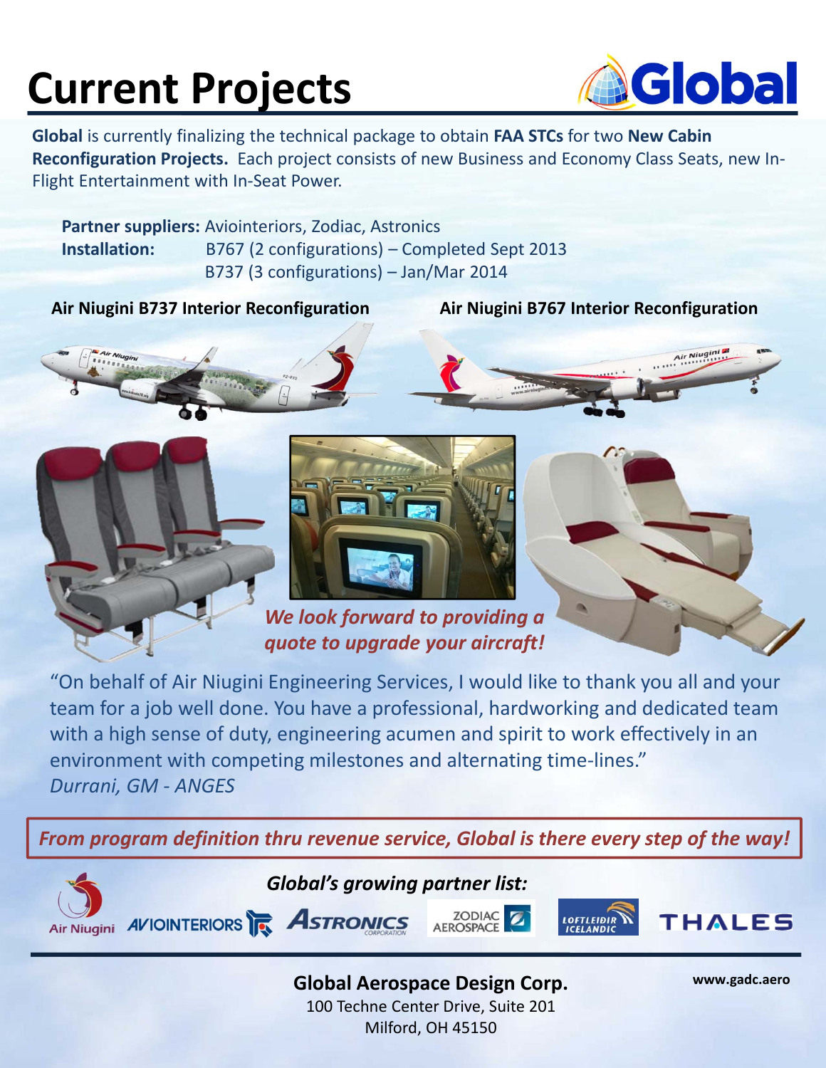# Current Projects

**Global** is currently finalizing the technical package to obtain **FAA STCs** for two **New Cabin Reconfiguration Projects.** Each project consists of new Business and Economy Class Seats, new In-Flight Entertainment with In-Seat Power.

**Partner suppliers:** Aviointeriors, Zodiac, Astronics
**Installation:** B767 (2 configurations) – Completed Sept 2013
B737 (3 configurations) – Jan/Mar 2014

**Air Niugini B737 Interior Reconfiguration**

**Air Niugini B767 Interior Reconfiguration**

***We look forward to providing a quote to upgrade your aircraft!***

"On behalf of Air Niugini Engineering Services, I would like to thank you all and your team for a job well done. You have a professional, hardworking and dedicated team with a high sense of duty, engineering acumen and spirit to work effectively in an environment with competing milestones and alternating time-lines."
*Durrani, GM - ANGES*

***From program definition thru revenue service, Global is there every step of the way!***

***Global's growing partner list:***

Air Niugini, Aviointeriors, Astronics Corporation, Zodiac Aerospace, Loftleidir Icelandic, Thales

**Global Aerospace Design Corp.**
100 Techne Center Drive, Suite 201
Milford, OH 45150

**www.gadc.aero**